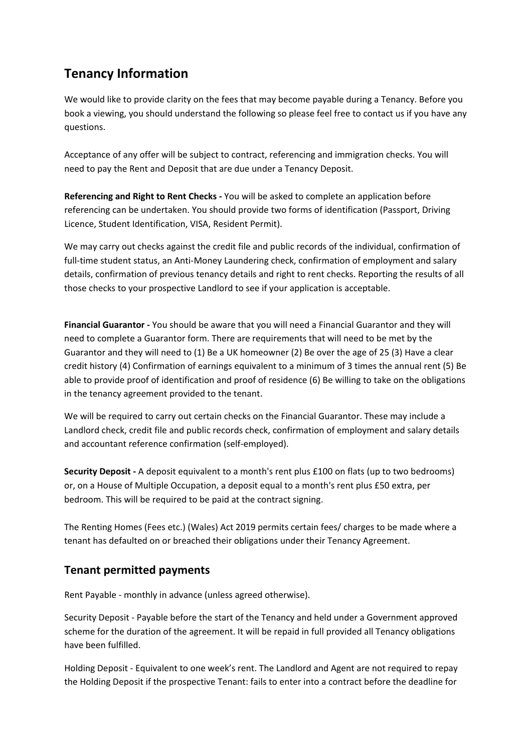## Tenancy Information

We would like to provide clarity on the fees that may become payable during a Tenancy. Before you book a viewing, you should understand the following so please feel free to contact us if you have any questions.

Acceptance of any offer will be subject to contract, referencing and immigration checks. You will need to pay the Rent and Deposit that are due under a Tenancy Deposit.

**Referencing and Right to Rent Checks -** You will be asked to complete an application before referencing can be undertaken. You should provide two forms of identification (Passport, Driving Licence, Student Identification, VISA, Resident Permit).

We may carry out checks against the credit file and public records of the individual, confirmation of full-time student status, an Anti-Money Laundering check, confirmation of employment and salary details, confirmation of previous tenancy details and right to rent checks. Reporting the results of all those checks to your prospective Landlord to see if your application is acceptable.

**Financial Guarantor -** You should be aware that you will need a Financial Guarantor and they will need to complete a Guarantor form. There are requirements that will need to be met by the Guarantor and they will need to (1) Be a UK homeowner (2) Be over the age of 25 (3) Have a clear credit history (4) Confirmation of earnings equivalent to a minimum of 3 times the annual rent (5) Be able to provide proof of identification and proof of residence (6) Be willing to take on the obligations in the tenancy agreement provided to the tenant.

We will be required to carry out certain checks on the Financial Guarantor. These may include a Landlord check, credit file and public records check, confirmation of employment and salary details and accountant reference confirmation (self-employed).

**Security Deposit -** A deposit equivalent to a month's rent plus £100 on flats (up to two bedrooms) or, on a House of Multiple Occupation, a deposit equal to a month's rent plus £50 extra, per bedroom. This will be required to be paid at the contract signing.

The Renting Homes (Fees etc.) (Wales) Act 2019 permits certain fees/ charges to be made where a tenant has defaulted on or breached their obligations under their Tenancy Agreement.

## Tenant permitted payments

Rent Payable - monthly in advance (unless agreed otherwise).

Security Deposit - Payable before the start of the Tenancy and held under a Government approved scheme for the duration of the agreement. It will be repaid in full provided all Tenancy obligations have been fulfilled.

Holding Deposit - Equivalent to one week's rent. The Landlord and Agent are not required to repay the Holding Deposit if the prospective Tenant: fails to enter into a contract before the deadline for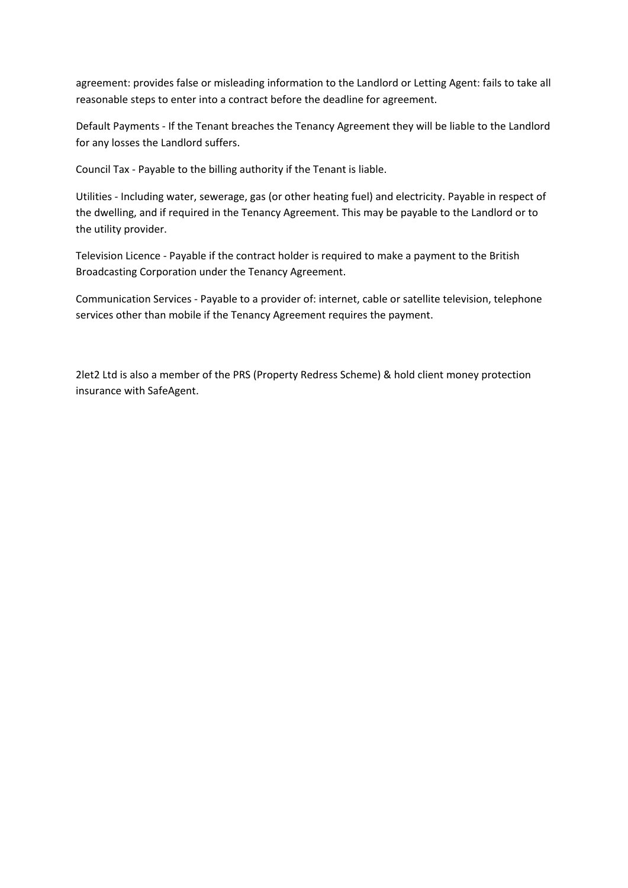agreement: provides false or misleading information to the Landlord or Letting Agent: fails to take all reasonable steps to enter into a contract before the deadline for agreement.

Default Payments - If the Tenant breaches the Tenancy Agreement they will be liable to the Landlord for any losses the Landlord suffers.

Council Tax - Payable to the billing authority if the Tenant is liable.

Utilities - Including water, sewerage, gas (or other heating fuel) and electricity. Payable in respect of the dwelling, and if required in the Tenancy Agreement. This may be payable to the Landlord or to the utility provider.

Television Licence - Payable if the contract holder is required to make a payment to the British Broadcasting Corporation under the Tenancy Agreement.

Communication Services - Payable to a provider of: internet, cable or satellite television, telephone services other than mobile if the Tenancy Agreement requires the payment.

2let2 Ltd is also a member of the PRS (Property Redress Scheme) & hold client money protection insurance with SafeAgent.